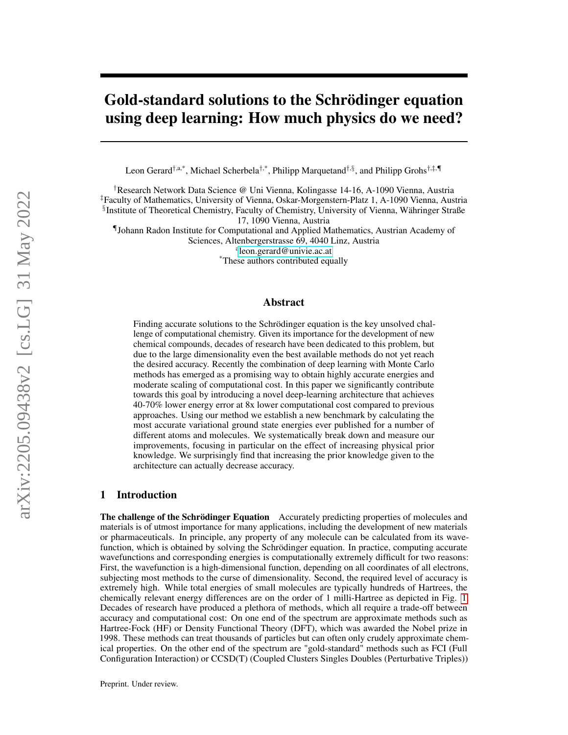# Gold-standard solutions to the Schrödinger equation using deep learning: How much physics do we need?

Leon Gerard[†,a,*], Michael Scherbela[†,*], Philipp Marquetand[†,§], and Philipp Grohs[†,‡,¶]

[†]Research Network Data Science @ Uni Vienna, Kolingasse 14-16, A-1090 Vienna, Austria
[‡]Faculty of Mathematics, University of Vienna, Oskar-Morgenstern-Platz 1, A-1090 Vienna, Austria
[§]Institute of Theoretical Chemistry, Faculty of Chemistry, University of Vienna, Währinger Straße 17, 1090 Vienna, Austria
[¶]Johann Radon Institute for Computational and Applied Mathematics, Austrian Academy of Sciences, Altenbergerstrasse 69, 4040 Linz, Austria
[a]leon.gerard@univie.ac.at
[*]These authors contributed equally

## Abstract

Finding accurate solutions to the Schrödinger equation is the key unsolved challenge of computational chemistry. Given its importance for the development of new chemical compounds, decades of research have been dedicated to this problem, but due to the large dimensionality even the best available methods do not yet reach the desired accuracy. Recently the combination of deep learning with Monte Carlo methods has emerged as a promising way to obtain highly accurate energies and moderate scaling of computational cost. In this paper we significantly contribute towards this goal by introducing a novel deep-learning architecture that achieves 40-70% lower energy error at 8x lower computational cost compared to previous approaches. Using our method we establish a new benchmark by calculating the most accurate variational ground state energies ever published for a number of different atoms and molecules. We systematically break down and measure our improvements, focusing in particular on the effect of increasing physical prior knowledge. We surprisingly find that increasing the prior knowledge given to the architecture can actually decrease accuracy.

## 1 Introduction

**The challenge of the Schrödinger Equation** Accurately predicting properties of molecules and materials is of utmost importance for many applications, including the development of new materials or pharmaceuticals. In principle, any property of any molecule can be calculated from its wavefunction, which is obtained by solving the Schrödinger equation. In practice, computing accurate wavefunctions and corresponding energies is computationally extremely difficult for two reasons: First, the wavefunction is a high-dimensional function, depending on all coordinates of all electrons, subjecting most methods to the curse of dimensionality. Second, the required level of accuracy is extremely high. While total energies of small molecules are typically hundreds of Hartrees, the chemically relevant energy differences are on the order of 1 milli-Hartree as depicted in Fig. 1. Decades of research have produced a plethora of methods, which all require a trade-off between accuracy and computational cost: On one end of the spectrum are approximate methods such as Hartree-Fock (HF) or Density Functional Theory (DFT), which was awarded the Nobel prize in 1998. These methods can treat thousands of particles but can often only crudely approximate chemical properties. On the other end of the spectrum are "gold-standard" methods such as FCI (Full Configuration Interaction) or CCSD(T) (Coupled Clusters Singles Doubles (Perturbative Triples))

Preprint. Under review.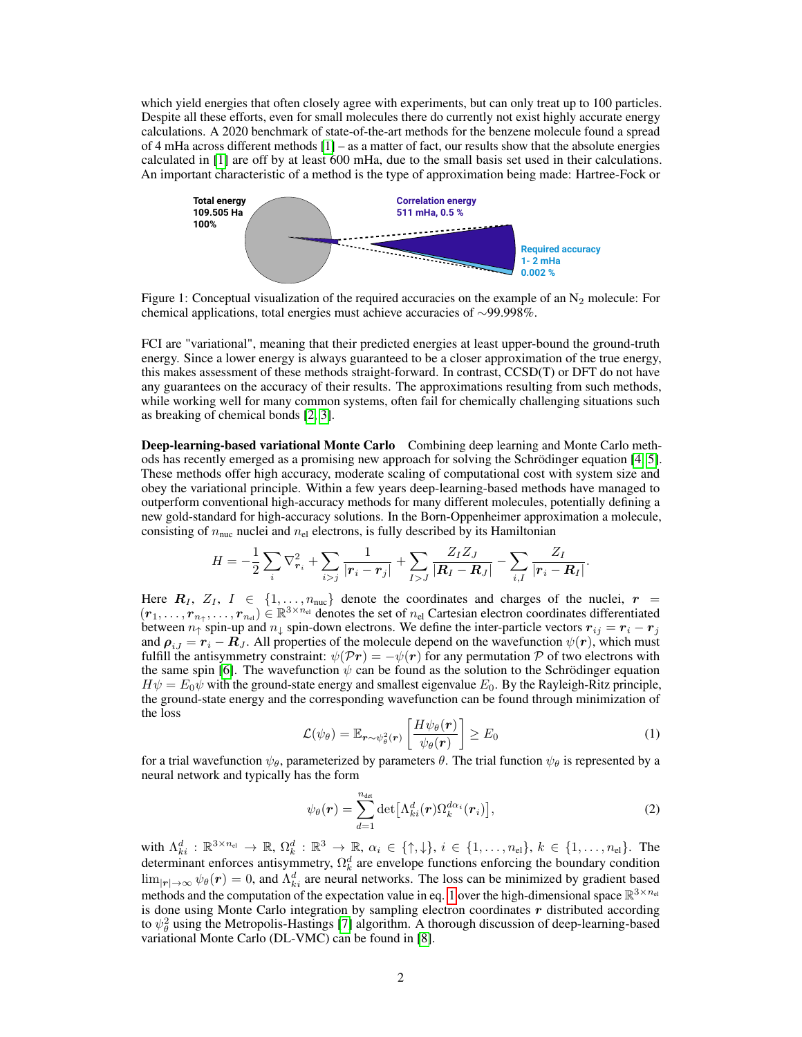which yield energies that often closely agree with experiments, but can only treat up to 100 particles. Despite all these efforts, even for small molecules there do currently not exist highly accurate energy calculations. A 2020 benchmark of state-of-the-art methods for the benzene molecule found a spread of 4 mHa across different methods [1] – as a matter of fact, our results show that the absolute energies calculated in [1] are off by at least 600 mHa, due to the small basis set used in their calculations. An important characteristic of a method is the type of approximation being made: Hartree-Fock or

Total energy 109.505 Ha 100%

Correlation energy 511 mHa, 0.5 %

Required accuracy 1- 2 mHa 0.002 %

Figure 1: Conceptual visualization of the required accuracies on the example of an $N_2$ molecule: For chemical applications, total energies must achieve accuracies of ∼99.998%.

FCI are "variational", meaning that their predicted energies at least upper-bound the ground-truth energy. Since a lower energy is always guaranteed to be a closer approximation of the true energy, this makes assessment of these methods straight-forward. In contrast, CCSD(T) or DFT do not have any guarantees on the accuracy of their results. The approximations resulting from such methods, while working well for many common systems, often fail for chemically challenging situations such as breaking of chemical bonds [2, 3].

**Deep-learning-based variational Monte Carlo** Combining deep learning and Monte Carlo methods has recently emerged as a promising new approach for solving the Schrödinger equation [4, 5]. These methods offer high accuracy, moderate scaling of computational cost with system size and obey the variational principle. Within a few years deep-learning-based methods have managed to outperform conventional high-accuracy methods for many different molecules, potentially defining a new gold-standard for high-accuracy solutions. In the Born-Oppenheimer approximation a molecule, consisting of $n_{\text{nuc}}$ nuclei and $n_{\text{el}}$ electrons, is fully described by its Hamiltonian

$$H = -\frac{1}{2}\sum_i \nabla^2_{\boldsymbol{r}_i} + \sum_{i>j} \frac{1}{|\boldsymbol{r}_i - \boldsymbol{r}_j|} + \sum_{I>J} \frac{Z_I Z_J}{|\boldsymbol{R}_I - \boldsymbol{R}_J|} - \sum_{i,I} \frac{Z_I}{|\boldsymbol{r}_i - \boldsymbol{R}_I|}.$$

Here $\boldsymbol{R}_I$, $Z_I$, $I \in \{1, \ldots, n_{\text{nuc}}\}$ denote the coordinates and charges of the nuclei, $\boldsymbol{r} = (\boldsymbol{r}_1, \ldots, \boldsymbol{r}_{n_\uparrow}, \ldots, \boldsymbol{r}_{n_{\text{el}}}) \in \mathbb{R}^{3\times n_{\text{el}}}$ denotes the set of $n_{\text{el}}$ Cartesian electron coordinates differentiated between $n_\uparrow$ spin-up and $n_\downarrow$ spin-down electrons. We define the inter-particle vectors $\boldsymbol{r}_{ij} = \boldsymbol{r}_i - \boldsymbol{r}_j$ and $\boldsymbol{\rho}_{iJ} = \boldsymbol{r}_i - \boldsymbol{R}_J$. All properties of the molecule depend on the wavefunction $\psi(\boldsymbol{r})$, which must fulfill the antisymmetry constraint: $\psi(\mathcal{P}\boldsymbol{r}) = -\psi(\boldsymbol{r})$ for any permutation $\mathcal{P}$ of two electrons with the same spin [6]. The wavefunction $\psi$ can be found as the solution to the Schrödinger equation $H\psi = E_0\psi$ with the ground-state energy and smallest eigenvalue $E_0$. By the Rayleigh-Ritz principle, the ground-state energy and the corresponding wavefunction can be found through minimization of the loss

$$\mathcal{L}(\psi_\theta) = \mathbb{E}_{\boldsymbol{r}\sim\psi^2_\theta(\boldsymbol{r})}\left[\frac{H\psi_\theta(\boldsymbol{r})}{\psi_\theta(\boldsymbol{r})}\right] \geq E_0 \tag{1}$$

for a trial wavefunction $\psi_\theta$, parameterized by parameters $\theta$. The trial function $\psi_\theta$ is represented by a neural network and typically has the form

$$\psi_\theta(\boldsymbol{r}) = \sum_{d=1}^{n_{\text{det}}} \det\left[\Lambda^d_{ki}(\boldsymbol{r})\Omega^{d\alpha_i}_k(\boldsymbol{r}_i)\right], \tag{2}$$

with $\Lambda^d_{ki} : \mathbb{R}^{3\times n_{\text{el}}} \to \mathbb{R}$, $\Omega^d_k : \mathbb{R}^3 \to \mathbb{R}$, $\alpha_i \in \{\uparrow, \downarrow\}$, $i \in \{1, \ldots, n_{\text{el}}\}$, $k \in \{1, \ldots, n_{\text{el}}\}$. The determinant enforces antisymmetry, $\Omega^d_k$ are envelope functions enforcing the boundary condition $\lim_{|\boldsymbol{r}|\to\infty} \psi_\theta(\boldsymbol{r}) = 0$, and $\Lambda^d_{ki}$ are neural networks. The loss can be minimized by gradient based methods and the computation of the expectation value in eq. 1 over the high-dimensional space $\mathbb{R}^{3\times n_{\text{el}}}$ is done using Monte Carlo integration by sampling electron coordinates $\boldsymbol{r}$ distributed according to $\psi^2_\theta$ using the Metropolis-Hastings [7] algorithm. A thorough discussion of deep-learning-based variational Monte Carlo (DL-VMC) can be found in [8].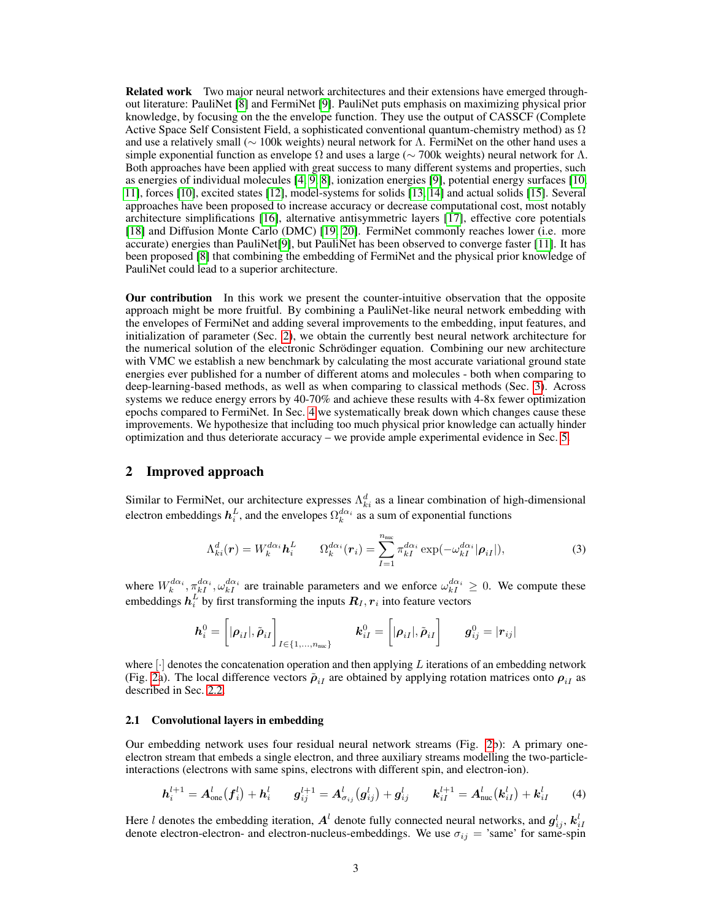**Related work** Two major neural network architectures and their extensions have emerged throughout literature: PauliNet [8] and FermiNet [9]. PauliNet puts emphasis on maximizing physical prior knowledge, by focusing on the the envelope function. They use the output of CASSCF (Complete Active Space Self Consistent Field, a sophisticated conventional quantum-chemistry method) as $\Omega$ and use a relatively small ($\sim$ 100k weights) neural network for $\Lambda$. FermiNet on the other hand uses a simple exponential function as envelope $\Omega$ and uses a large ($\sim$ 700k weights) neural network for $\Lambda$. Both approaches have been applied with great success to many different systems and properties, such as energies of individual molecules [4, 9, 8], ionization energies [9], potential energy surfaces [10, 11], forces [10], excited states [12], model-systems for solids [13, 14] and actual solids [15]. Several approaches have been proposed to increase accuracy or decrease computational cost, most notably architecture simplifications [16], alternative antisymmetric layers [17], effective core potentials [18] and Diffusion Monte Carlo (DMC) [19, 20]. FermiNet commonly reaches lower (i.e. more accurate) energies than PauliNet[9], but PauliNet has been observed to converge faster [11]. It has been proposed [8] that combining the embedding of FermiNet and the physical prior knowledge of PauliNet could lead to a superior architecture.

**Our contribution** In this work we present the counter-intuitive observation that the opposite approach might be more fruitful. By combining a PauliNet-like neural network embedding with the envelopes of FermiNet and adding several improvements to the embedding, input features, and initialization of parameter (Sec. 2), we obtain the currently best neural network architecture for the numerical solution of the electronic Schrödinger equation. Combining our new architecture with VMC we establish a new benchmark by calculating the most accurate variational ground state energies ever published for a number of different atoms and molecules - both when comparing to deep-learning-based methods, as well as when comparing to classical methods (Sec. 3). Across systems we reduce energy errors by 40-70% and achieve these results with 4-8x fewer optimization epochs compared to FermiNet. In Sec. 4 we systematically break down which changes cause these improvements. We hypothesize that including too much physical prior knowledge can actually hinder optimization and thus deteriorate accuracy – we provide ample experimental evidence in Sec. 5.

## 2 Improved approach

Similar to FermiNet, our architecture expresses $\Lambda^d_{ki}$ as a linear combination of high-dimensional electron embeddings $\boldsymbol{h}^L_i$, and the envelopes $\Omega^{d\alpha_i}_k$ as a sum of exponential functions

$$\Lambda^d_{ki}(\boldsymbol{r}) = W^{d\alpha_i}_k \boldsymbol{h}^L_i \qquad \Omega^{d\alpha_i}_k(\boldsymbol{r}_i) = \sum_{I=1}^{n_{\text{nuc}}} \pi^{d\alpha_i}_{kI} \exp(-\omega^{d\alpha_i}_{kI} |\boldsymbol{\rho}_{iI}|), \tag{3}$$

where $W^{d\alpha_i}_k, \pi^{d\alpha_i}_{kI}, \omega^{d\alpha_i}_{kI}$ are trainable parameters and we enforce $\omega^{d\alpha_i}_{kI} \geq 0$. We compute these embeddings $\boldsymbol{h}^L_i$ by first transforming the inputs $\boldsymbol{R}_I, \boldsymbol{r}_i$ into feature vectors

$$\boldsymbol{h}^0_i = \Big[|\boldsymbol{\rho}_{iI}|, \tilde{\boldsymbol{\rho}}_{iI}\Big]_{I\in\{1,\ldots,n_{\text{nuc}}\}} \qquad \boldsymbol{k}^0_{iI} = \Big[|\boldsymbol{\rho}_{iI}|, \tilde{\boldsymbol{\rho}}_{iI}\Big] \qquad \boldsymbol{g}^0_{ij} = |\boldsymbol{r}_{ij}|$$

where $[\cdot]$ denotes the concatenation operation and then applying $L$ iterations of an embedding network (Fig. 2a). The local difference vectors $\tilde{\boldsymbol{\rho}}_{iI}$ are obtained by applying rotation matrices onto $\boldsymbol{\rho}_{iI}$ as described in Sec. 2.2.

### 2.1 Convolutional layers in embedding

Our embedding network uses four residual neural network streams (Fig. 2b): A primary one-electron stream that embeds a single electron, and three auxiliary streams modelling the two-particle-interactions (electrons with same spins, electrons with different spin, and electron-ion).

$$\boldsymbol{h}^{l+1}_i = \boldsymbol{A}^l_{\text{one}}\big(\boldsymbol{f}^l_i\big) + \boldsymbol{h}^l_i \qquad \boldsymbol{g}^{l+1}_{ij} = \boldsymbol{A}^l_{\sigma_{ij}}\big(\boldsymbol{g}^l_{ij}\big) + \boldsymbol{g}^l_{ij} \qquad \boldsymbol{k}^{l+1}_{iI} = \boldsymbol{A}^l_{\text{nuc}}\big(\boldsymbol{k}^l_{iI}\big) + \boldsymbol{k}^l_{iI} \tag{4}$$

Here $l$ denotes the embedding iteration, $\boldsymbol{A}^l$ denote fully connected neural networks, and $\boldsymbol{g}^l_{ij}$, $\boldsymbol{k}^l_{iI}$ denote electron-electron- and electron-nucleus-embeddings. We use $\sigma_{ij}$ = 'same' for same-spin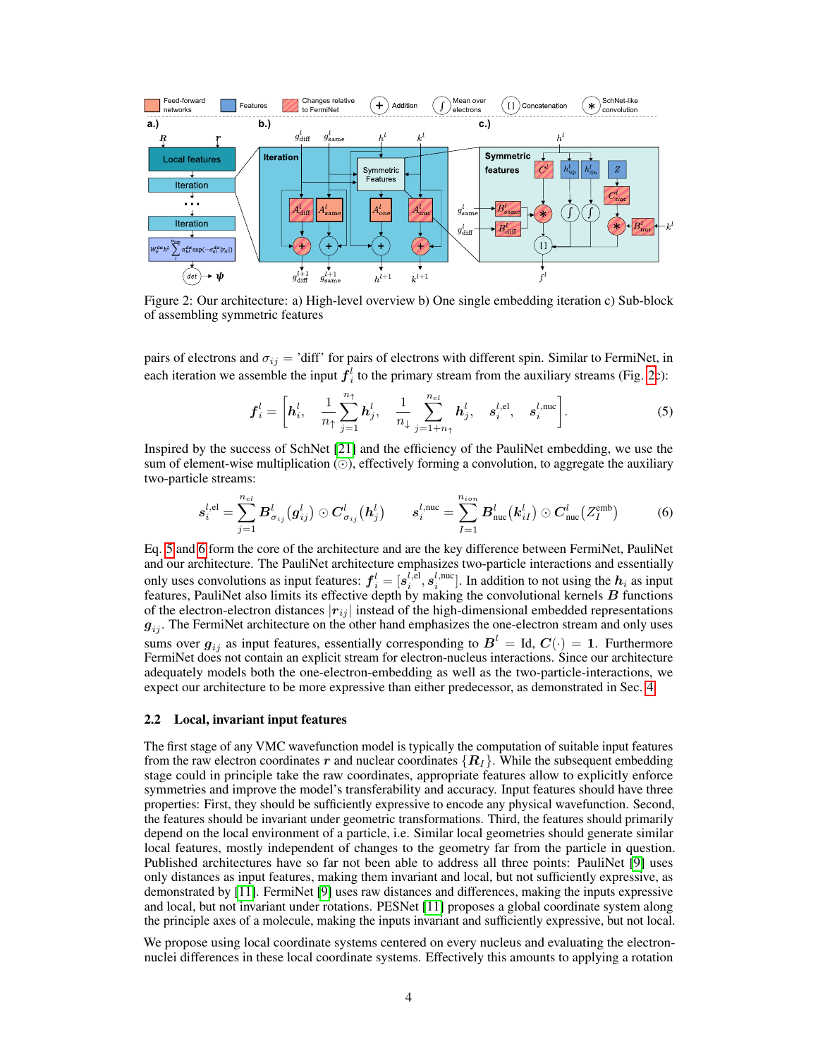Figure 2: Our architecture: a) High-level overview b) One single embedding iteration c) Sub-block of assembling symmetric features

pairs of electrons and $\sigma_{ij}$ = 'diff' for pairs of electrons with different spin. Similar to FermiNet, in each iteration we assemble the input $\boldsymbol{f}_i^l$ to the primary stream from the auxiliary streams (Fig. 2c):

$$\boldsymbol{f}_i^l = \left[ \boldsymbol{h}_i^l, \quad \frac{1}{n_\uparrow} \sum_{j=1}^{n_\uparrow} \boldsymbol{h}_j^l, \quad \frac{1}{n_\downarrow} \sum_{j=1+n_\uparrow}^{n_{el}} \boldsymbol{h}_j^l, \quad \boldsymbol{s}_i^{l,\text{el}}, \quad \boldsymbol{s}_i^{l,\text{nuc}} \right]. \tag{5}$$

Inspired by the success of SchNet [21] and the efficiency of the PauliNet embedding, we use the sum of element-wise multiplication ($\odot$), effectively forming a convolution, to aggregate the auxiliary two-particle streams:

$$\boldsymbol{s}_i^{l,\text{el}} = \sum_{j=1}^{n_{el}} \boldsymbol{B}_{\sigma_{ij}}^l(\boldsymbol{g}_{ij}^l) \odot \boldsymbol{C}_{\sigma_{ij}}^l(\boldsymbol{h}_j^l) \qquad \boldsymbol{s}_i^{l,\text{nuc}} = \sum_{I=1}^{n_{ion}} \boldsymbol{B}_{\text{nuc}}^l(\boldsymbol{k}_{iI}^l) \odot \boldsymbol{C}_{\text{nuc}}^l(Z_I^{\text{emb}}) \tag{6}$$

Eq. 5 and 6 form the core of the architecture and are the key difference between FermiNet, PauliNet and our architecture. The PauliNet architecture emphasizes two-particle interactions and essentially only uses convolutions as input features: $\boldsymbol{f}_i^l = [\boldsymbol{s}_i^{l,\text{el}}, \boldsymbol{s}_i^{l,\text{nuc}}]$. In addition to not using the $\boldsymbol{h}_i$ as input features, PauliNet also limits its effective depth by making the convolutional kernels $\boldsymbol{B}$ functions of the electron-electron distances $|\boldsymbol{r}_{ij}|$ instead of the high-dimensional embedded representations $\boldsymbol{g}_{ij}$. The FermiNet architecture on the other hand emphasizes the one-electron stream and only uses sums over $\boldsymbol{g}_{ij}$ as input features, essentially corresponding to $\boldsymbol{B}^l = \text{Id}$, $\boldsymbol{C}(\cdot) = \boldsymbol{1}$. Furthermore FermiNet does not contain an explicit stream for electron-nucleus interactions. Since our architecture adequately models both the one-electron-embedding as well as the two-particle-interactions, we expect our architecture to be more expressive than either predecessor, as demonstrated in Sec. 4.

### 2.2 Local, invariant input features

The first stage of any VMC wavefunction model is typically the computation of suitable input features from the raw electron coordinates $\boldsymbol{r}$ and nuclear coordinates $\{\boldsymbol{R}_I\}$. While the subsequent embedding stage could in principle take the raw coordinates, appropriate features allow to explicitly enforce symmetries and improve the model's transferability and accuracy. Input features should have three properties: First, they should be sufficiently expressive to encode any physical wavefunction. Second, the features should be invariant under geometric transformations. Third, the features should primarily depend on the local environment of a particle, i.e. Similar local geometries should generate similar local features, mostly independent of changes to the geometry far from the particle in question. Published architectures have so far not been able to address all three points: PauliNet [9] uses only distances as input features, making them invariant and local, but not sufficiently expressive, as demonstrated by [11]. FermiNet [9] uses raw distances and differences, making the inputs expressive and local, but not invariant under rotations. PESNet [11] proposes a global coordinate system along the principle axes of a molecule, making the inputs invariant and sufficiently expressive, but not local.

We propose using local coordinate systems centered on every nucleus and evaluating the electron-nuclei differences in these local coordinate systems. Effectively this amounts to applying a rotation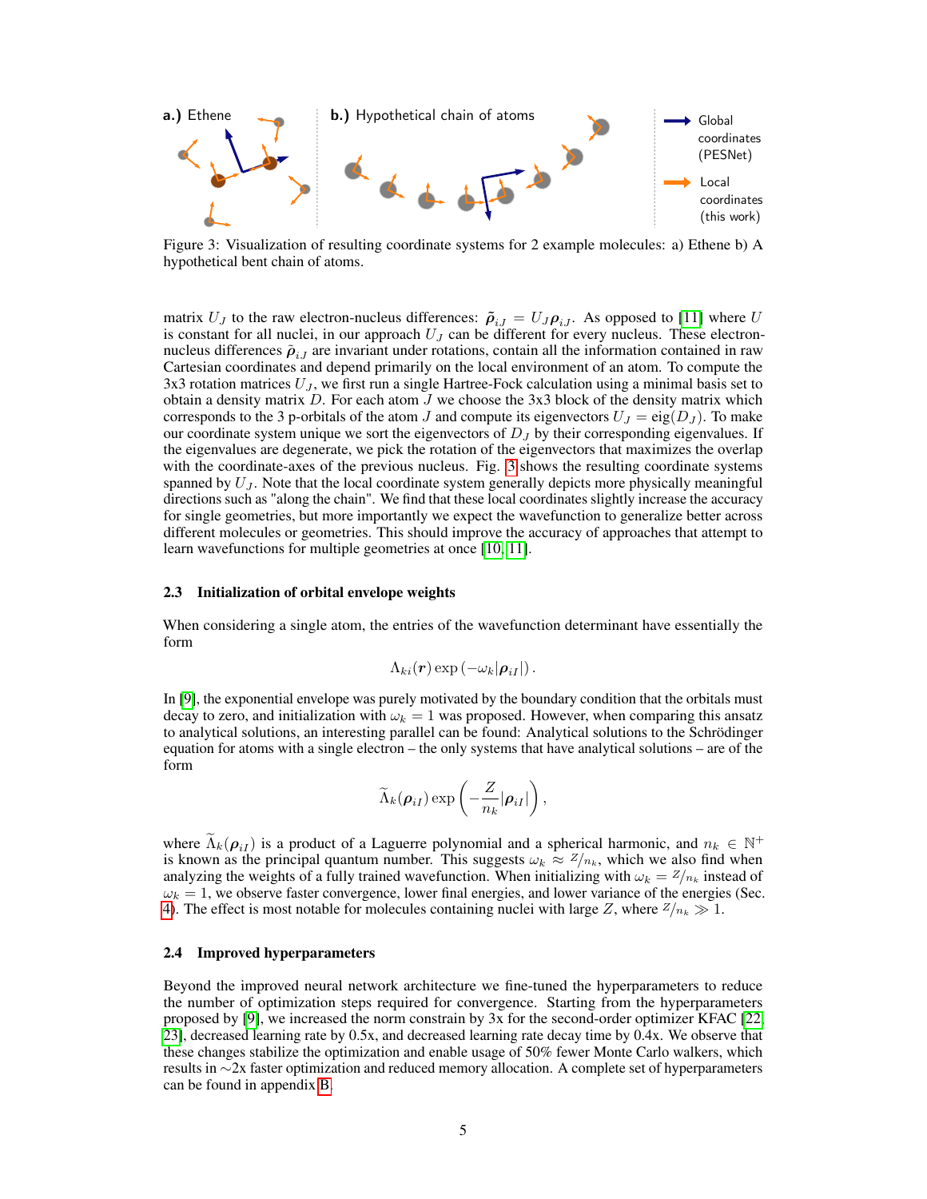Figure 3: Visualization of resulting coordinate systems for 2 example molecules: a) Ethene b) A hypothetical bent chain of atoms.

matrix $U_J$ to the raw electron-nucleus differences: $\tilde{\boldsymbol{\rho}}_{iJ} = U_J \boldsymbol{\rho}_{iJ}$. As opposed to [11] where $U$ is constant for all nuclei, in our approach $U_J$ can be different for every nucleus. These electron-nucleus differences $\tilde{\boldsymbol{\rho}}_{iJ}$ are invariant under rotations, contain all the information contained in raw Cartesian coordinates and depend primarily on the local environment of an atom. To compute the 3x3 rotation matrices $U_J$, we first run a single Hartree-Fock calculation using a minimal basis set to obtain a density matrix $D$. For each atom $J$ we choose the 3x3 block of the density matrix which corresponds to the 3 p-orbitals of the atom $J$ and compute its eigenvectors $U_J = \text{eig}(D_J)$. To make our coordinate system unique we sort the eigenvectors of $D_J$ by their corresponding eigenvalues. If the eigenvalues are degenerate, we pick the rotation of the eigenvectors that maximizes the overlap with the coordinate-axes of the previous nucleus. Fig. 3 shows the resulting coordinate systems spanned by $U_J$. Note that the local coordinate system generally depicts more physically meaningful directions such as "along the chain". We find that these local coordinates slightly increase the accuracy for single geometries, but more importantly we expect the wavefunction to generalize better across different molecules or geometries. This should improve the accuracy of approaches that attempt to learn wavefunctions for multiple geometries at once [10, 11].

### 2.3 Initialization of orbital envelope weights

When considering a single atom, the entries of the wavefunction determinant have essentially the form

$$\Lambda_{ki}(\boldsymbol{r}) \exp\left(-\omega_k |\boldsymbol{\rho}_{iI}|\right).$$

In [9], the exponential envelope was purely motivated by the boundary condition that the orbitals must decay to zero, and initialization with $\omega_k = 1$ was proposed. However, when comparing this ansatz to analytical solutions, an interesting parallel can be found: Analytical solutions to the Schrödinger equation for atoms with a single electron – the only systems that have analytical solutions – are of the form

$$\widetilde{\Lambda}_k(\boldsymbol{\rho}_{iI}) \exp\left(-\frac{Z}{n_k}|\boldsymbol{\rho}_{iI}|\right),$$

where $\widetilde{\Lambda}_k(\boldsymbol{\rho}_{iI})$ is a product of a Laguerre polynomial and a spherical harmonic, and $n_k \in \mathbb{N}^+$ is known as the principal quantum number. This suggests $\omega_k \approx {}^Z/_{n_k}$, which we also find when analyzing the weights of a fully trained wavefunction. When initializing with $\omega_k = {}^Z/_{n_k}$ instead of $\omega_k = 1$, we observe faster convergence, lower final energies, and lower variance of the energies (Sec. 4). The effect is most notable for molecules containing nuclei with large $Z$, where ${}^Z/_{n_k} \gg 1$.

### 2.4 Improved hyperparameters

Beyond the improved neural network architecture we fine-tuned the hyperparameters to reduce the number of optimization steps required for convergence. Starting from the hyperparameters proposed by [9], we increased the norm constrain by 3x for the second-order optimizer KFAC [22, 23], decreased learning rate by 0.5x, and decreased learning rate decay time by 0.4x. We observe that these changes stabilize the optimization and enable usage of 50% fewer Monte Carlo walkers, which results in ~2x faster optimization and reduced memory allocation. A complete set of hyperparameters can be found in appendix B.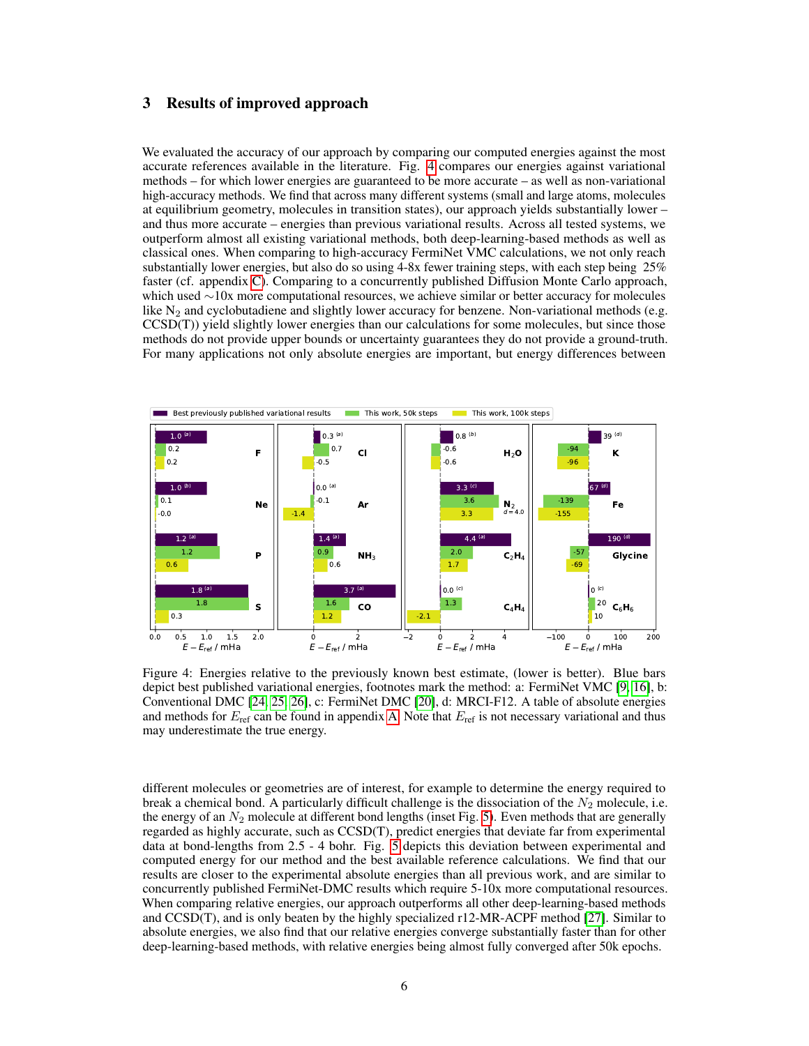## 3 Results of improved approach

We evaluated the accuracy of our approach by comparing our computed energies against the most accurate references available in the literature. Fig. 4 compares our energies against variational methods – for which lower energies are guaranteed to be more accurate – as well as non-variational high-accuracy methods. We find that across many different systems (small and large atoms, molecules at equilibrium geometry, molecules in transition states), our approach yields substantially lower – and thus more accurate – energies than previous variational results. Across all tested systems, we outperform almost all existing variational methods, both deep-learning-based methods as well as classical ones. When comparing to high-accuracy FermiNet VMC calculations, we not only reach substantially lower energies, but also do so using 4-8x fewer training steps, with each step being 25% faster (cf. appendix C). Comparing to a concurrently published Diffusion Monte Carlo approach, which used ~10x more computational resources, we achieve similar or better accuracy for molecules like $N_2$ and cyclobutadiene and slightly lower accuracy for benzene. Non-variational methods (e.g. CCSD(T)) yield slightly lower energies than our calculations for some molecules, but since those methods do not provide upper bounds or uncertainty guarantees they do not provide a ground-truth. For many applications not only absolute energies are important, but energy differences between

Figure 4: Energies relative to the previously known best estimate, (lower is better). Blue bars depict best published variational energies, footnotes mark the method: a: FermiNet VMC [9, 16], b: Conventional DMC [24, 25, 26], c: FermiNet DMC [20], d: MRCI-F12. A table of absolute energies and methods for $E_\text{ref}$ can be found in appendix A. Note that $E_\text{ref}$ is not necessary variational and thus may underestimate the true energy.

different molecules or geometries are of interest, for example to determine the energy required to break a chemical bond. A particularly difficult challenge is the dissociation of the $N_2$ molecule, i.e. the energy of an $N_2$ molecule at different bond lengths (inset Fig. 5). Even methods that are generally regarded as highly accurate, such as CCSD(T), predict energies that deviate far from experimental data at bond-lengths from 2.5 - 4 bohr. Fig. 5 depicts this deviation between experimental and computed energy for our method and the best available reference calculations. We find that our results are closer to the experimental absolute energies than all previous work, and are similar to concurrently published FermiNet-DMC results which require 5-10x more computational resources. When comparing relative energies, our approach outperforms all other deep-learning-based methods and CCSD(T), and is only beaten by the highly specialized r12-MR-ACPF method [27]. Similar to absolute energies, we also find that our relative energies converge substantially faster than for other deep-learning-based methods, with relative energies being almost fully converged after 50k epochs.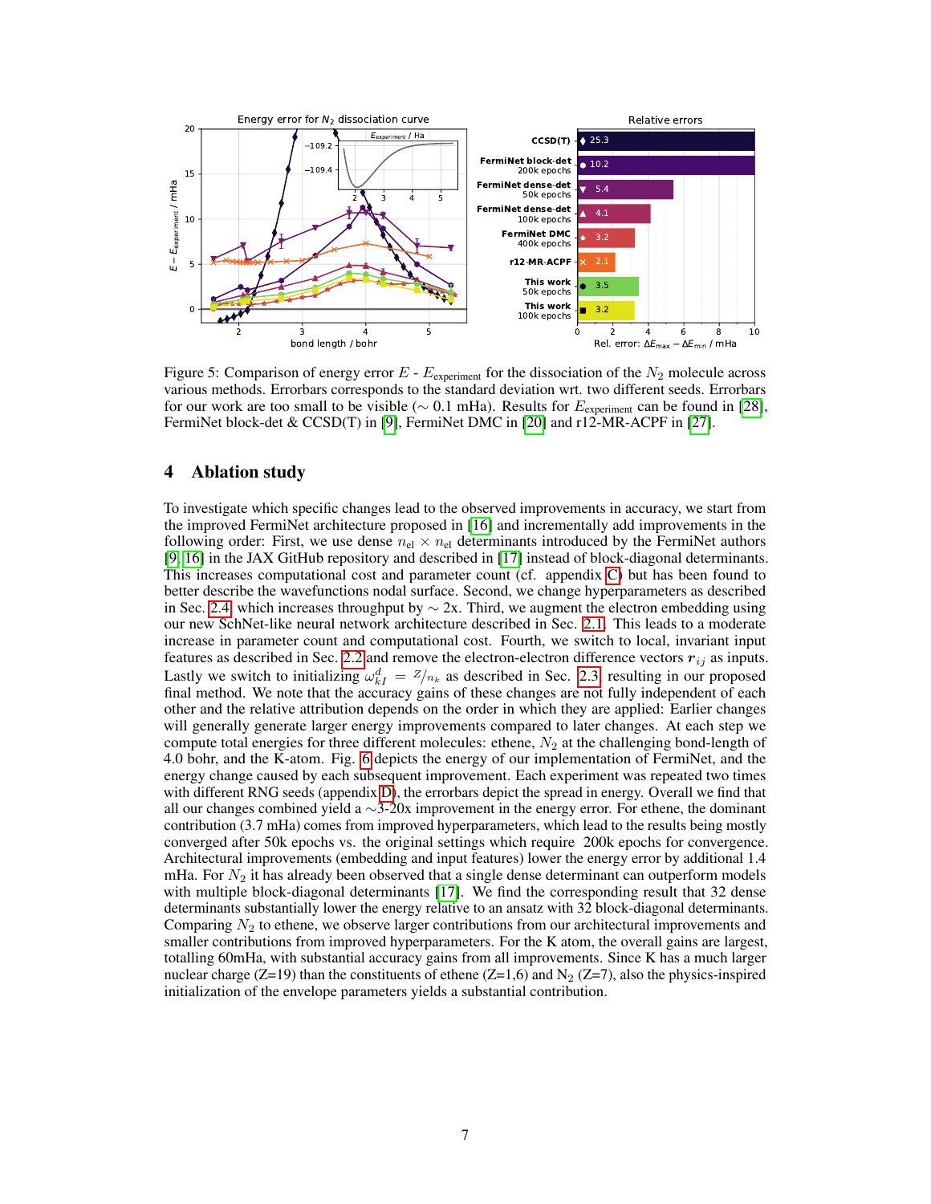Figure 5: Comparison of energy error $E$ - $E_{\text{experiment}}$ for the dissociation of the $N_2$ molecule across various methods. Errorbars corresponds to the standard deviation wrt. two different seeds. Errorbars for our work are too small to be visible ($\sim$ 0.1 mHa). Results for $E_{\text{experiment}}$ can be found in [28], FermiNet block-det & CCSD(T) in [9], FermiNet DMC in [20] and r12-MR-ACPF in [27].

## 4 Ablation study

To investigate which specific changes lead to the observed improvements in accuracy, we start from the improved FermiNet architecture proposed in [16] and incrementally add improvements in the following order: First, we use dense $n_{\text{el}} \times n_{\text{el}}$ determinants introduced by the FermiNet authors [9, 16] in the JAX GitHub repository and described in [17] instead of block-diagonal determinants. This increases computational cost and parameter count (cf. appendix C) but has been found to better describe the wavefunctions nodal surface. Second, we change hyperparameters as described in Sec. 2.4 which increases throughput by $\sim$ 2x. Third, we augment the electron embedding using our new SchNet-like neural network architecture described in Sec. 2.1. This leads to a moderate increase in parameter count and computational cost. Fourth, we switch to local, invariant input features as described in Sec. 2.2 and remove the electron-electron difference vectors $\boldsymbol{r}_{ij}$ as inputs. Lastly we switch to initializing $\omega_{kI}^{d} = {}^{Z}\!/\!{}_{n_k}$ as described in Sec. 2.3 resulting in our proposed final method. We note that the accuracy gains of these changes are not fully independent of each other and the relative attribution depends on the order in which they are applied: Earlier changes will generally generate larger energy improvements compared to later changes. At each step we compute total energies for three different molecules: ethene, $N_2$ at the challenging bond-length of 4.0 bohr, and the K-atom. Fig. 6 depicts the energy of our implementation of FermiNet, and the energy change caused by each subsequent improvement. Each experiment was repeated two times with different RNG seeds (appendix D), the errorbars depict the spread in energy. Overall we find that all our changes combined yield a $\sim$3-20x improvement in the energy error. For ethene, the dominant contribution (3.7 mHa) comes from improved hyperparameters, which lead to the results being mostly converged after 50k epochs vs. the original settings which require 200k epochs for convergence. Architectural improvements (embedding and input features) lower the energy error by additional 1.4 mHa. For $N_2$ it has already been observed that a single dense determinant can outperform models with multiple block-diagonal determinants [17]. We find the corresponding result that 32 dense determinants substantially lower the energy relative to an ansatz with 32 block-diagonal determinants. Comparing $N_2$ to ethene, we observe larger contributions from our architectural improvements and smaller contributions from improved hyperparameters. For the K atom, the overall gains are largest, totalling 60mHa, with substantial accuracy gains from all improvements. Since K has a much larger nuclear charge (Z=19) than the constituents of ethene (Z=1,6) and $N_2$ (Z=7), also the physics-inspired initialization of the envelope parameters yields a substantial contribution.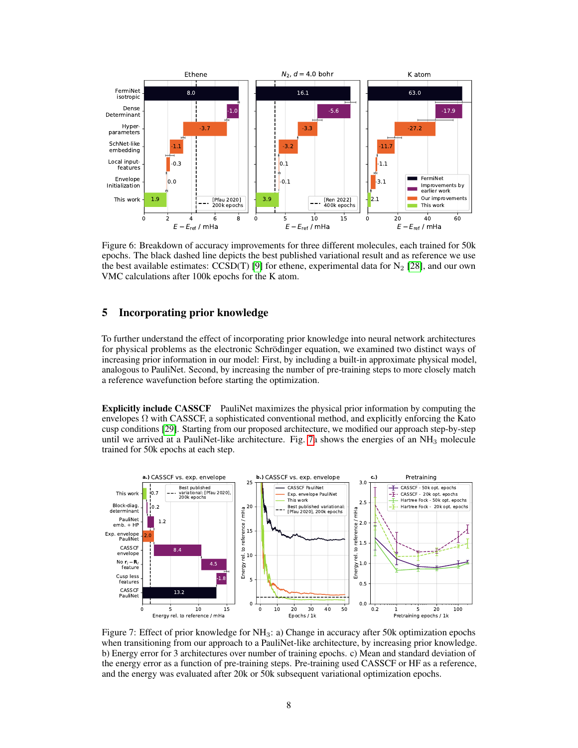Figure 6: Breakdown of accuracy improvements for three different molecules, each trained for 50k epochs. The black dashed line depicts the best published variational result and as reference we use the best available estimates: CCSD(T) [9] for ethene, experimental data for $N_2$ [28], and our own VMC calculations after 100k epochs for the K atom.

## 5 Incorporating prior knowledge

To further understand the effect of incorporating prior knowledge into neural network architectures for physical problems as the electronic Schrödinger equation, we examined two distinct ways of increasing prior information in our model: First, by including a built-in approximate physical model, analogous to PauliNet. Second, by increasing the number of pre-training steps to more closely match a reference wavefunction before starting the optimization.

**Explicitly include CASSCF** PauliNet maximizes the physical prior information by computing the envelopes $\Omega$ with CASSCF, a sophisticated conventional method, and explicitly enforcing the Kato cusp conditions [29]. Starting from our proposed architecture, we modified our approach step-by-step until we arrived at a PauliNet-like architecture. Fig. 7a shows the energies of an $NH_3$ molecule trained for 50k epochs at each step.

Figure 7: Effect of prior knowledge for $NH_3$: a) Change in accuracy after 50k optimization epochs when transitioning from our approach to a PauliNet-like architecture, by increasing prior knowledge. b) Energy error for 3 architectures over number of training epochs. c) Mean and standard deviation of the energy error as a function of pre-training steps. Pre-training used CASSCF or HF as a reference, and the energy was evaluated after 20k or 50k subsequent variational optimization epochs.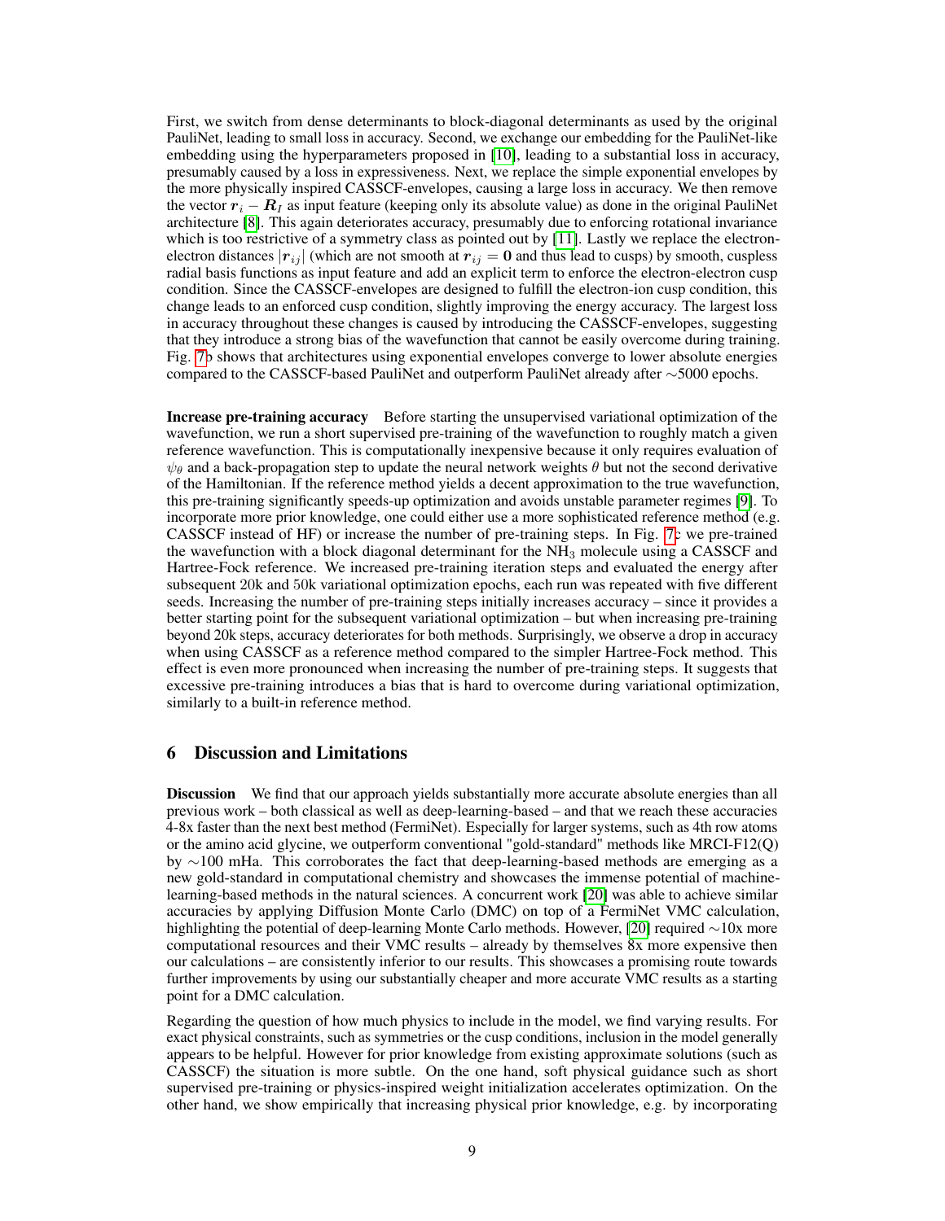First, we switch from dense determinants to block-diagonal determinants as used by the original PauliNet, leading to small loss in accuracy. Second, we exchange our embedding for the PauliNet-like embedding using the hyperparameters proposed in [10], leading to a substantial loss in accuracy, presumably caused by a loss in expressiveness. Next, we replace the simple exponential envelopes by the more physically inspired CASSCF-envelopes, causing a large loss in accuracy. We then remove the vector $\boldsymbol{r}_i - \boldsymbol{R}_I$ as input feature (keeping only its absolute value) as done in the original PauliNet architecture [8]. This again deteriorates accuracy, presumably due to enforcing rotational invariance which is too restrictive of a symmetry class as pointed out by [11]. Lastly we replace the electron-electron distances $|\boldsymbol{r}_{ij}|$ (which are not smooth at $\boldsymbol{r}_{ij} = \boldsymbol{0}$ and thus lead to cusps) by smooth, cuspless radial basis functions as input feature and add an explicit term to enforce the electron-electron cusp condition. Since the CASSCF-envelopes are designed to fulfill the electron-ion cusp condition, this change leads to an enforced cusp condition, slightly improving the energy accuracy. The largest loss in accuracy throughout these changes is caused by introducing the CASSCF-envelopes, suggesting that they introduce a strong bias of the wavefunction that cannot be easily overcome during training. Fig. 7b shows that architectures using exponential envelopes converge to lower absolute energies compared to the CASSCF-based PauliNet and outperform PauliNet already after $\sim$5000 epochs.

**Increase pre-training accuracy** Before starting the unsupervised variational optimization of the wavefunction, we run a short supervised pre-training of the wavefunction to roughly match a given reference wavefunction. This is computationally inexpensive because it only requires evaluation of $\psi_\theta$ and a back-propagation step to update the neural network weights $\theta$ but not the second derivative of the Hamiltonian. If the reference method yields a decent approximation to the true wavefunction, this pre-training significantly speeds-up optimization and avoids unstable parameter regimes [9]. To incorporate more prior knowledge, one could either use a more sophisticated reference method (e.g. CASSCF instead of HF) or increase the number of pre-training steps. In Fig. 7c we pre-trained the wavefunction with a block diagonal determinant for the $NH_3$ molecule using a CASSCF and Hartree-Fock reference. We increased pre-training iteration steps and evaluated the energy after subsequent 20k and 50k variational optimization epochs, each run was repeated with five different seeds. Increasing the number of pre-training steps initially increases accuracy – since it provides a better starting point for the subsequent variational optimization – but when increasing pre-training beyond 20k steps, accuracy deteriorates for both methods. Surprisingly, we observe a drop in accuracy when using CASSCF as a reference method compared to the simpler Hartree-Fock method. This effect is even more pronounced when increasing the number of pre-training steps. It suggests that excessive pre-training introduces a bias that is hard to overcome during variational optimization, similarly to a built-in reference method.

## 6 Discussion and Limitations

**Discussion** We find that our approach yields substantially more accurate absolute energies than all previous work – both classical as well as deep-learning-based – and that we reach these accuracies 4-8x faster than the next best method (FermiNet). Especially for larger systems, such as 4th row atoms or the amino acid glycine, we outperform conventional "gold-standard" methods like MRCI-F12(Q) by $\sim$100 mHa. This corroborates the fact that deep-learning-based methods are emerging as a new gold-standard in computational chemistry and showcases the immense potential of machine-learning-based methods in the natural sciences. A concurrent work [20] was able to achieve similar accuracies by applying Diffusion Monte Carlo (DMC) on top of a FermiNet VMC calculation, highlighting the potential of deep-learning Monte Carlo methods. However, [20] required $\sim$10x more computational resources and their VMC results – already by themselves 8x more expensive then our calculations – are consistently inferior to our results. This showcases a promising route towards further improvements by using our substantially cheaper and more accurate VMC results as a starting point for a DMC calculation.

Regarding the question of how much physics to include in the model, we find varying results. For exact physical constraints, such as symmetries or the cusp conditions, inclusion in the model generally appears to be helpful. However for prior knowledge from existing approximate solutions (such as CASSCF) the situation is more subtle. On the one hand, soft physical guidance such as short supervised pre-training or physics-inspired weight initialization accelerates optimization. On the other hand, we show empirically that increasing physical prior knowledge, e.g. by incorporating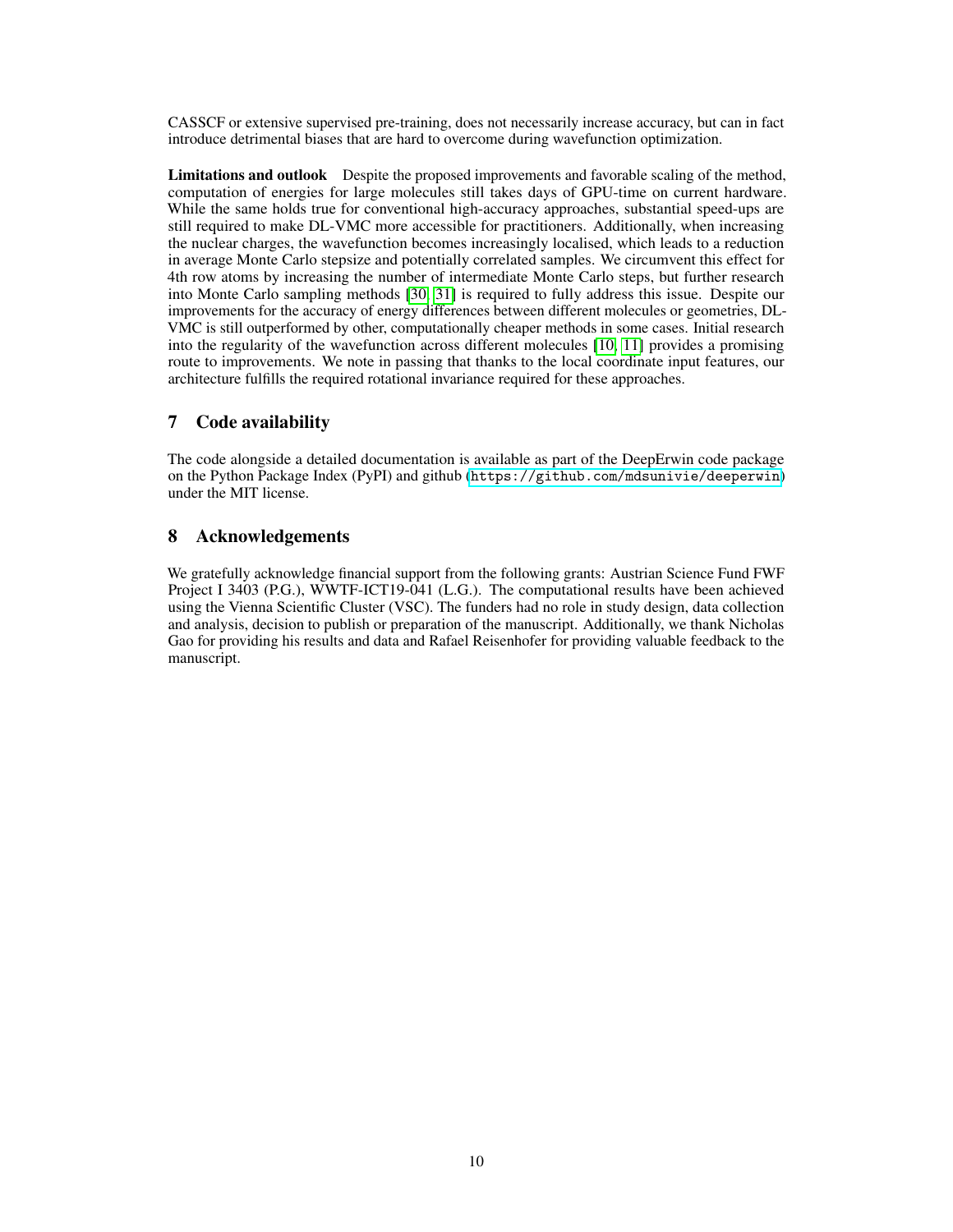CASSCF or extensive supervised pre-training, does not necessarily increase accuracy, but can in fact introduce detrimental biases that are hard to overcome during wavefunction optimization.

**Limitations and outlook** Despite the proposed improvements and favorable scaling of the method, computation of energies for large molecules still takes days of GPU-time on current hardware. While the same holds true for conventional high-accuracy approaches, substantial speed-ups are still required to make DL-VMC more accessible for practitioners. Additionally, when increasing the nuclear charges, the wavefunction becomes increasingly localised, which leads to a reduction in average Monte Carlo stepsize and potentially correlated samples. We circumvent this effect for 4th row atoms by increasing the number of intermediate Monte Carlo steps, but further research into Monte Carlo sampling methods [30, 31] is required to fully address this issue. Despite our improvements for the accuracy of energy differences between different molecules or geometries, DL-VMC is still outperformed by other, computationally cheaper methods in some cases. Initial research into the regularity of the wavefunction across different molecules [10, 11] provides a promising route to improvements. We note in passing that thanks to the local coordinate input features, our architecture fulfills the required rotational invariance required for these approaches.

## 7 Code availability

The code alongside a detailed documentation is available as part of the DeepErwin code package on the Python Package Index (PyPI) and github (`https://github.com/mdsunivie/deeperwin`) under the MIT license.

## 8 Acknowledgements

We gratefully acknowledge financial support from the following grants: Austrian Science Fund FWF Project I 3403 (P.G.), WWTF-ICT19-041 (L.G.). The computational results have been achieved using the Vienna Scientific Cluster (VSC). The funders had no role in study design, data collection and analysis, decision to publish or preparation of the manuscript. Additionally, we thank Nicholas Gao for providing his results and data and Rafael Reisenhofer for providing valuable feedback to the manuscript.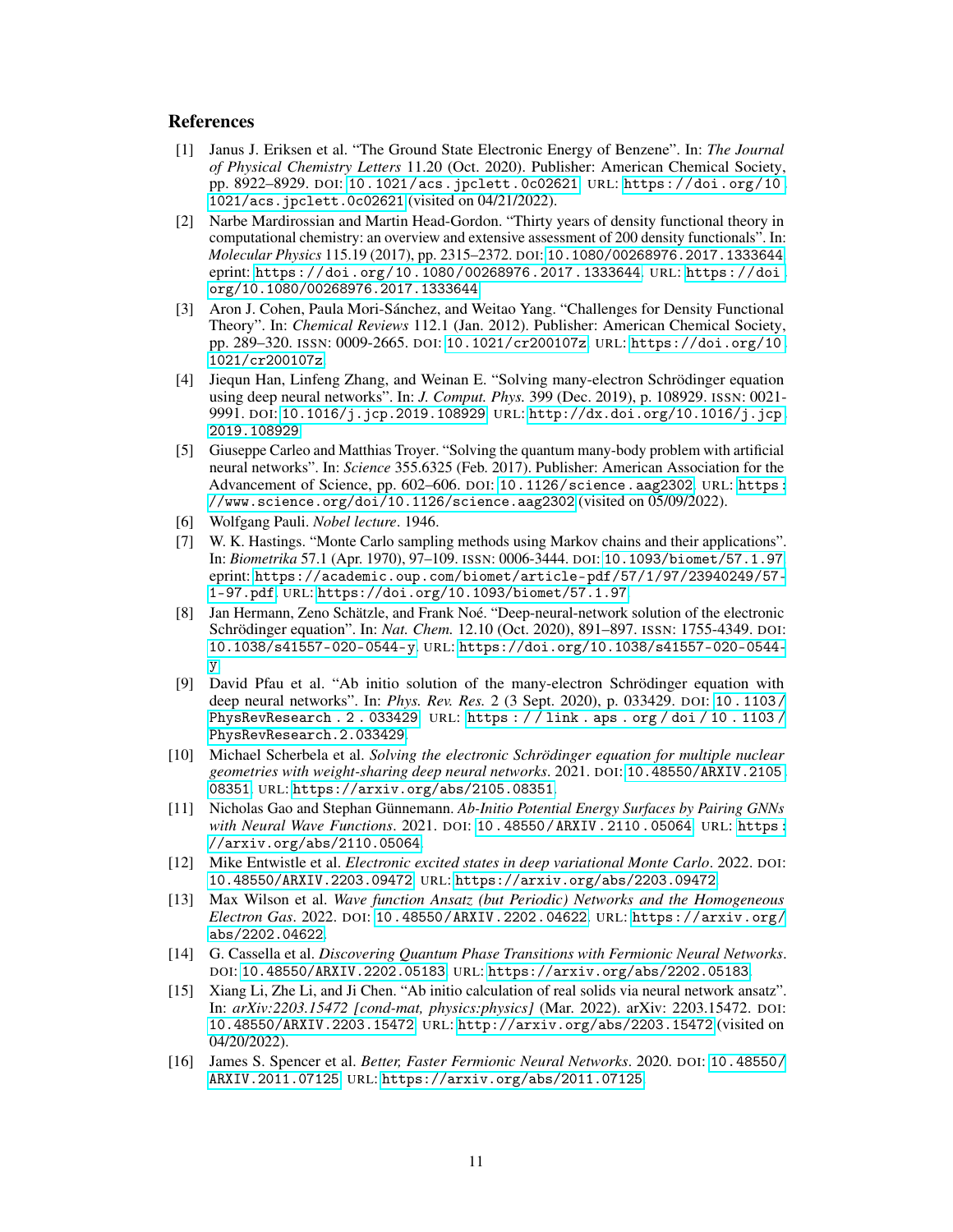## References

[1] Janus J. Eriksen et al. "The Ground State Electronic Energy of Benzene". In: *The Journal of Physical Chemistry Letters* 11.20 (Oct. 2020). Publisher: American Chemical Society, pp. 8922–8929. DOI: 10.1021/acs.jpclett.0c02621. URL: https://doi.org/10.1021/acs.jpclett.0c02621 (visited on 04/21/2022).

[2] Narbe Mardirossian and Martin Head-Gordon. "Thirty years of density functional theory in computational chemistry: an overview and extensive assessment of 200 density functionals". In: *Molecular Physics* 115.19 (2017), pp. 2315–2372. DOI: 10.1080/00268976.2017.1333644. eprint: https://doi.org/10.1080/00268976.2017.1333644. URL: https://doi.org/10.1080/00268976.2017.1333644.

[3] Aron J. Cohen, Paula Mori-Sánchez, and Weitao Yang. "Challenges for Density Functional Theory". In: *Chemical Reviews* 112.1 (Jan. 2012). Publisher: American Chemical Society, pp. 289–320. ISSN: 0009-2665. DOI: 10.1021/cr200107z. URL: https://doi.org/10.1021/cr200107z.

[4] Jiequn Han, Linfeng Zhang, and Weinan E. "Solving many-electron Schrödinger equation using deep neural networks". In: *J. Comput. Phys.* 399 (Dec. 2019), p. 108929. ISSN: 0021-9991. DOI: 10.1016/j.jcp.2019.108929. URL: http://dx.doi.org/10.1016/j.jcp.2019.108929.

[5] Giuseppe Carleo and Matthias Troyer. "Solving the quantum many-body problem with artificial neural networks". In: *Science* 355.6325 (Feb. 2017). Publisher: American Association for the Advancement of Science, pp. 602–606. DOI: 10.1126/science.aag2302. URL: https://www.science.org/doi/10.1126/science.aag2302 (visited on 05/09/2022).

[6] Wolfgang Pauli. *Nobel lecture*. 1946.

[7] W. K. Hastings. "Monte Carlo sampling methods using Markov chains and their applications". In: *Biometrika* 57.1 (Apr. 1970), 97–109. ISSN: 0006-3444. DOI: 10.1093/biomet/57.1.97. eprint: https://academic.oup.com/biomet/article-pdf/57/1/97/23940249/57-1-97.pdf. URL: https://doi.org/10.1093/biomet/57.1.97.

[8] Jan Hermann, Zeno Schätzle, and Frank Noé. "Deep-neural-network solution of the electronic Schrödinger equation". In: *Nat. Chem.* 12.10 (Oct. 2020), 891–897. ISSN: 1755-4349. DOI: 10.1038/s41557-020-0544-y. URL: https://doi.org/10.1038/s41557-020-0544-y.

[9] David Pfau et al. "Ab initio solution of the many-electron Schrödinger equation with deep neural networks". In: *Phys. Rev. Res.* 2 (3 Sept. 2020), p. 033429. DOI: 10.1103/PhysRevResearch.2.033429. URL: https://link.aps.org/doi/10.1103/PhysRevResearch.2.033429.

[10] Michael Scherbela et al. *Solving the electronic Schrödinger equation for multiple nuclear geometries with weight-sharing deep neural networks*. 2021. DOI: 10.48550/ARXIV.2105.08351. URL: https://arxiv.org/abs/2105.08351.

[11] Nicholas Gao and Stephan Günnemann. *Ab-Initio Potential Energy Surfaces by Pairing GNNs with Neural Wave Functions*. 2021. DOI: 10.48550/ARXIV.2110.05064. URL: https://arxiv.org/abs/2110.05064.

[12] Mike Entwistle et al. *Electronic excited states in deep variational Monte Carlo*. 2022. DOI: 10.48550/ARXIV.2203.09472. URL: https://arxiv.org/abs/2203.09472.

[13] Max Wilson et al. *Wave function Ansatz (but Periodic) Networks and the Homogeneous Electron Gas*. 2022. DOI: 10.48550/ARXIV.2202.04622. URL: https://arxiv.org/abs/2202.04622.

[14] G. Cassella et al. *Discovering Quantum Phase Transitions with Fermionic Neural Networks*. DOI: 10.48550/ARXIV.2202.05183. URL: https://arxiv.org/abs/2202.05183.

[15] Xiang Li, Zhe Li, and Ji Chen. "Ab initio calculation of real solids via neural network ansatz". In: *arXiv:2203.15472 [cond-mat, physics:physics]* (Mar. 2022). arXiv: 2203.15472. DOI: 10.48550/ARXIV.2203.15472. URL: http://arxiv.org/abs/2203.15472 (visited on 04/20/2022).

[16] James S. Spencer et al. *Better, Faster Fermionic Neural Networks*. 2020. DOI: 10.48550/ARXIV.2011.07125. URL: https://arxiv.org/abs/2011.07125.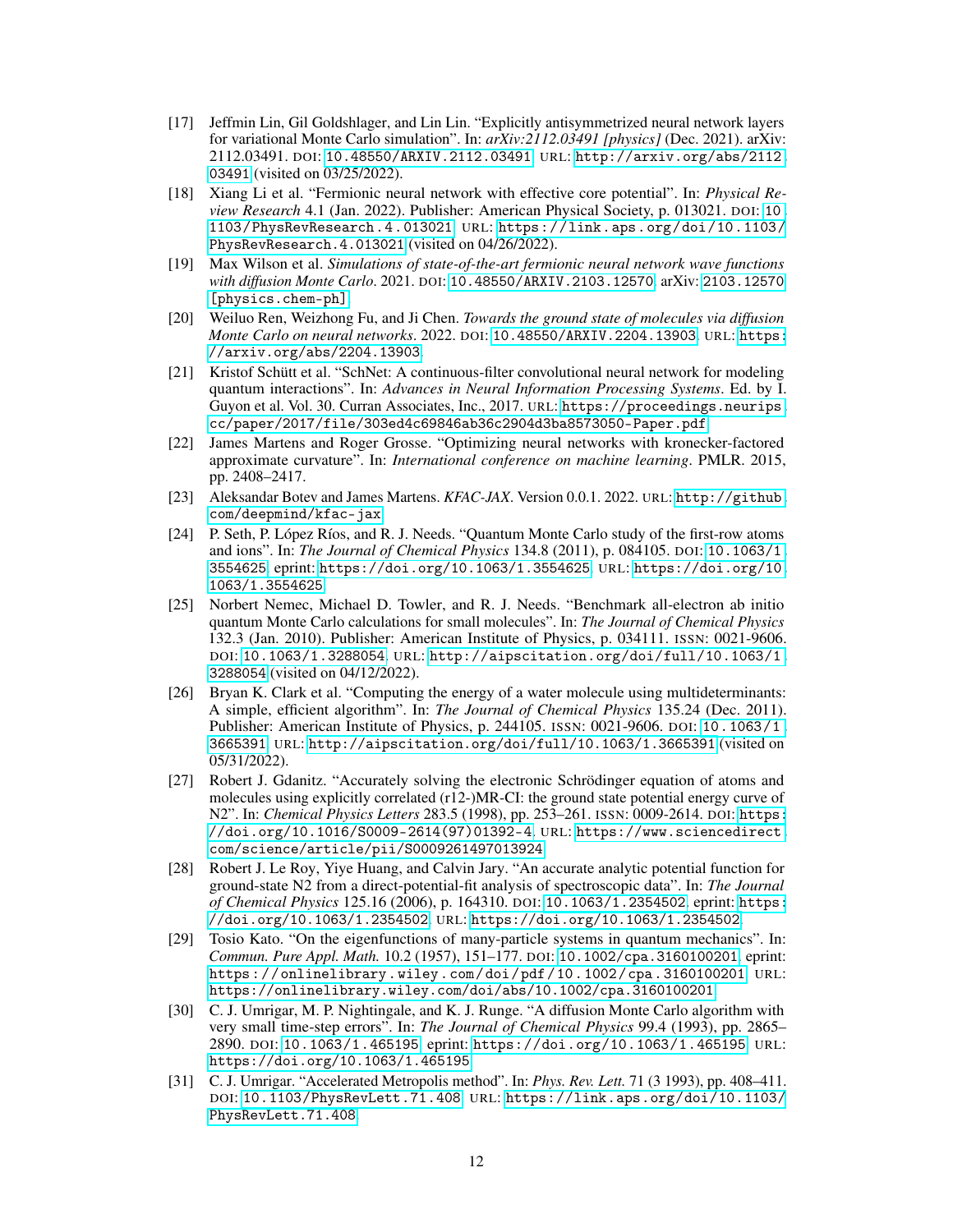[17] Jeffmin Lin, Gil Goldshlager, and Lin Lin. "Explicitly antisymmetrized neural network layers for variational Monte Carlo simulation". In: *arXiv:2112.03491 [physics]* (Dec. 2021). arXiv: 2112.03491. DOI: 10.48550/ARXIV.2112.03491. URL: http://arxiv.org/abs/2112.03491 (visited on 03/25/2022).

[18] Xiang Li et al. "Fermionic neural network with effective core potential". In: *Physical Review Research* 4.1 (Jan. 2022). Publisher: American Physical Society, p. 013021. DOI: 10.1103/PhysRevResearch.4.013021. URL: https://link.aps.org/doi/10.1103/PhysRevResearch.4.013021 (visited on 04/26/2022).

[19] Max Wilson et al. *Simulations of state-of-the-art fermionic neural network wave functions with diffusion Monte Carlo*. 2021. DOI: 10.48550/ARXIV.2103.12570. arXiv: 2103.12570 [physics.chem-ph].

[20] Weiluo Ren, Weizhong Fu, and Ji Chen. *Towards the ground state of molecules via diffusion Monte Carlo on neural networks*. 2022. DOI: 10.48550/ARXIV.2204.13903. URL: https://arxiv.org/abs/2204.13903.

[21] Kristof Schütt et al. "SchNet: A continuous-filter convolutional neural network for modeling quantum interactions". In: *Advances in Neural Information Processing Systems*. Ed. by I. Guyon et al. Vol. 30. Curran Associates, Inc., 2017. URL: https://proceedings.neurips.cc/paper/2017/file/303ed4c69846ab36c2904d3ba8573050-Paper.pdf.

[22] James Martens and Roger Grosse. "Optimizing neural networks with kronecker-factored approximate curvature". In: *International conference on machine learning*. PMLR. 2015, pp. 2408–2417.

[23] Aleksandar Botev and James Martens. *KFAC-JAX*. Version 0.0.1. 2022. URL: http://github.com/deepmind/kfac-jax.

[24] P. Seth, P. López Ríos, and R. J. Needs. "Quantum Monte Carlo study of the first-row atoms and ions". In: *The Journal of Chemical Physics* 134.8 (2011), p. 084105. DOI: 10.1063/1.3554625. eprint: https://doi.org/10.1063/1.3554625. URL: https://doi.org/10.1063/1.3554625.

[25] Norbert Nemec, Michael D. Towler, and R. J. Needs. "Benchmark all-electron ab initio quantum Monte Carlo calculations for small molecules". In: *The Journal of Chemical Physics* 132.3 (Jan. 2010). Publisher: American Institute of Physics, p. 034111. ISSN: 0021-9606. DOI: 10.1063/1.3288054. URL: http://aipscitation.org/doi/full/10.1063/1.3288054 (visited on 04/12/2022).

[26] Bryan K. Clark et al. "Computing the energy of a water molecule using multideterminants: A simple, efficient algorithm". In: *The Journal of Chemical Physics* 135.24 (Dec. 2011). Publisher: American Institute of Physics, p. 244105. ISSN: 0021-9606. DOI: 10.1063/1.3665391. URL: http://aipscitation.org/doi/full/10.1063/1.3665391 (visited on 05/31/2022).

[27] Robert J. Gdanitz. "Accurately solving the electronic Schrödinger equation of atoms and molecules using explicitly correlated (r12-)MR-CI: the ground state potential energy curve of N2". In: *Chemical Physics Letters* 283.5 (1998), pp. 253–261. ISSN: 0009-2614. DOI: https://doi.org/10.1016/S0009-2614(97)01392-4. URL: https://www.sciencedirect.com/science/article/pii/S0009261497013924.

[28] Robert J. Le Roy, Yiye Huang, and Calvin Jary. "An accurate analytic potential function for ground-state N2 from a direct-potential-fit analysis of spectroscopic data". In: *The Journal of Chemical Physics* 125.16 (2006), p. 164310. DOI: 10.1063/1.2354502. eprint: https://doi.org/10.1063/1.2354502. URL: https://doi.org/10.1063/1.2354502.

[29] Tosio Kato. "On the eigenfunctions of many-particle systems in quantum mechanics". In: *Commun. Pure Appl. Math.* 10.2 (1957), 151–177. DOI: 10.1002/cpa.3160100201. eprint: https://onlinelibrary.wiley.com/doi/pdf/10.1002/cpa.3160100201. URL: https://onlinelibrary.wiley.com/doi/abs/10.1002/cpa.3160100201.

[30] C. J. Umrigar, M. P. Nightingale, and K. J. Runge. "A diffusion Monte Carlo algorithm with very small time-step errors". In: *The Journal of Chemical Physics* 99.4 (1993), pp. 2865–2890. DOI: 10.1063/1.465195. eprint: https://doi.org/10.1063/1.465195. URL: https://doi.org/10.1063/1.465195.

[31] C. J. Umrigar. "Accelerated Metropolis method". In: *Phys. Rev. Lett.* 71 (3 1993), pp. 408–411. DOI: 10.1103/PhysRevLett.71.408. URL: https://link.aps.org/doi/10.1103/PhysRevLett.71.408.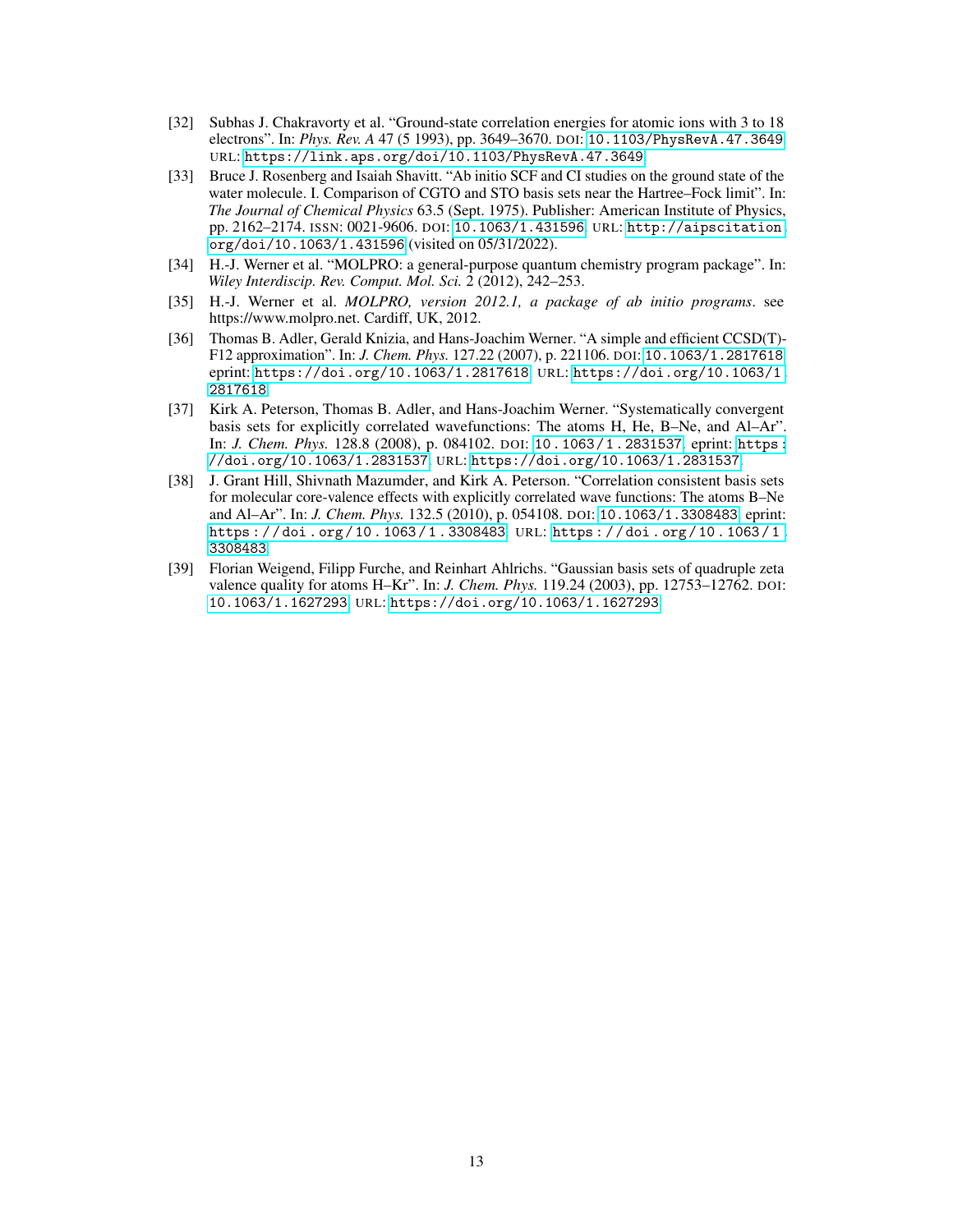[32] Subhas J. Chakravorty et al. "Ground-state correlation energies for atomic ions with 3 to 18 electrons". In: *Phys. Rev. A* 47 (5 1993), pp. 3649–3670. DOI: 10.1103/PhysRevA.47.3649. URL: https://link.aps.org/doi/10.1103/PhysRevA.47.3649.

[33] Bruce J. Rosenberg and Isaiah Shavitt. "Ab initio SCF and CI studies on the ground state of the water molecule. I. Comparison of CGTO and STO basis sets near the Hartree–Fock limit". In: *The Journal of Chemical Physics* 63.5 (Sept. 1975). Publisher: American Institute of Physics, pp. 2162–2174. ISSN: 0021-9606. DOI: 10.1063/1.431596. URL: http://aipscitation.org/doi/10.1063/1.431596 (visited on 05/31/2022).

[34] H.-J. Werner et al. "MOLPRO: a general-purpose quantum chemistry program package". In: *Wiley Interdiscip. Rev. Comput. Mol. Sci.* 2 (2012), 242–253.

[35] H.-J. Werner et al. *MOLPRO, version 2012.1, a package of ab initio programs*. see https://www.molpro.net. Cardiff, UK, 2012.

[36] Thomas B. Adler, Gerald Knizia, and Hans-Joachim Werner. "A simple and efficient CCSD(T)-F12 approximation". In: *J. Chem. Phys.* 127.22 (2007), p. 221106. DOI: 10.1063/1.2817618. eprint: https://doi.org/10.1063/1.2817618. URL: https://doi.org/10.1063/1.2817618.

[37] Kirk A. Peterson, Thomas B. Adler, and Hans-Joachim Werner. "Systematically convergent basis sets for explicitly correlated wavefunctions: The atoms H, He, B–Ne, and Al–Ar". In: *J. Chem. Phys.* 128.8 (2008), p. 084102. DOI: 10.1063/1.2831537. eprint: https://doi.org/10.1063/1.2831537. URL: https://doi.org/10.1063/1.2831537.

[38] J. Grant Hill, Shivnath Mazumder, and Kirk A. Peterson. "Correlation consistent basis sets for molecular core-valence effects with explicitly correlated wave functions: The atoms B–Ne and Al–Ar". In: *J. Chem. Phys.* 132.5 (2010), p. 054108. DOI: 10.1063/1.3308483. eprint: https://doi.org/10.1063/1.3308483. URL: https://doi.org/10.1063/1.3308483.

[39] Florian Weigend, Filipp Furche, and Reinhart Ahlrichs. "Gaussian basis sets of quadruple zeta valence quality for atoms H–Kr". In: *J. Chem. Phys.* 119.24 (2003), pp. 12753–12762. DOI: 10.1063/1.1627293. URL: https://doi.org/10.1063/1.1627293.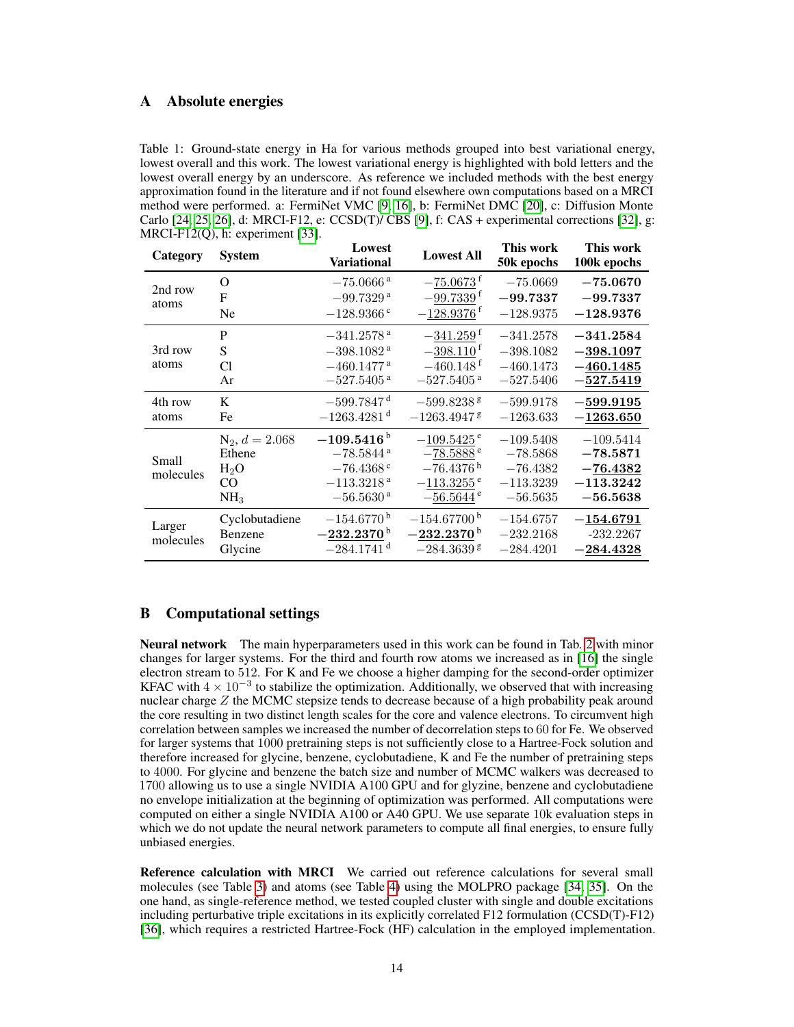## A Absolute energies

Table 1: Ground-state energy in Ha for various methods grouped into best variational energy, lowest overall and this work. The lowest variational energy is highlighted with bold letters and the lowest overall energy by an underscore. As reference we included methods with the best energy approximation found in the literature and if not found elsewhere own computations based on a MRCI method were performed. a: FermiNet VMC [9, 16], b: FermiNet DMC [20], c: Diffusion Monte Carlo [24, 25, 26], d: MRCI-F12, e: CCSD(T)/ CBS [9], f: CAS + experimental corrections [32], g: MRCI-F12(Q), h: experiment [33].

| Category | System | Lowest Variational | Lowest All | This work 50k epochs | This work 100k epochs |
|---|---|---|---|---|---|
| 2nd row atoms | O | $-75.0666$ [a] | $-\underline{75.0673}$ [f] | $-75.0669$ | $\mathbf{-75.0670}$ |
| | F | $-99.7329$ [a] | $-\underline{99.7339}$ [f] | $\mathbf{-99.7337}$ | $\mathbf{-99.7337}$ |
| | Ne | $-128.9366$ [c] | $-\underline{128.9376}$ [f] | $-128.9375$ | $\mathbf{-128.9376}$ |
| 3rd row atoms | P | $-341.2578$ [a] | $-\underline{341.259}$ [f] | $-341.2578$ | $\mathbf{-341.2584}$ |
| | S | $-398.1082$ [a] | $-\underline{398.110}$ [f] | $-398.1082$ | $\mathbf{-\underline{398.1097}}$ |
| | Cl | $-460.1477$ [a] | $-460.148$ [f] | $-460.1473$ | $\mathbf{-\underline{460.1485}}$ |
| | Ar | $-527.5405$ [a] | $-527.5405$ [a] | $-527.5406$ | $\mathbf{-\underline{527.5419}}$ |
| 4th row atoms | K | $-599.7847$ [d] | $-599.8238$ [g] | $-599.9178$ | $\mathbf{-\underline{599.9195}}$ |
| | Fe | $-1263.4281$ [d] | $-1263.4947$ [g] | $-1263.633$ | $\mathbf{-\underline{1263.650}}$ |
| Small molecules | $N_2$, $d = 2.068$ | $\mathbf{-109.5416}$ [b] | $-\underline{109.5425}$ [e] | $-109.5408$ | $-109.5414$ |
| | Ethene | $-78.5844$ [a] | $-\underline{78.5888}$ [e] | $-78.5868$ | $\mathbf{-78.5871}$ |
| | $H_2O$ | $-76.4368$ [c] | $-76.4376$ [h] | $-76.4382$ | $\mathbf{-\underline{76.4382}}$ |
| | CO | $-113.3218$ [a] | $-\underline{113.3255}$ [e] | $-113.3239$ | $\mathbf{-113.3242}$ |
| | $NH_3$ | $-56.5630$ [a] | $-\underline{56.5644}$ [e] | $-56.5635$ | $\mathbf{-56.5638}$ |
| Larger molecules | Cyclobutadiene | $-154.6770$ [b] | $-154.67700$ [b] | $-154.6757$ | $\mathbf{-\underline{154.6791}}$ |
| | Benzene | $\mathbf{-\underline{232.2370}}$ [b] | $\mathbf{-\underline{232.2370}}$ [b] | $-232.2168$ | -232.2267 |
| | Glycine | $-284.1741$ [d] | $-284.3639$ [g] | $-284.4201$ | $\mathbf{-\underline{284.4328}}$ |

## B Computational settings

**Neural network** The main hyperparameters used in this work can be found in Tab. 2 with minor changes for larger systems. For the third and fourth row atoms we increased as in [16] the single electron stream to 512. For K and Fe we choose a higher damping for the second-order optimizer KFAC with $4 \times 10^{-3}$ to stabilize the optimization. Additionally, we observed that with increasing nuclear charge $Z$ the MCMC stepsize tends to decrease because of a high probability peak around the core resulting in two distinct length scales for the core and valence electrons. To circumvent high correlation between samples we increased the number of decorrelation steps to 60 for Fe. We observed for larger systems that 1000 pretraining steps is not sufficiently close to a Hartree-Fock solution and therefore increased for glycine, benzene, cyclobutadiene, K and Fe the number of pretraining steps to 4000. For glycine and benzene the batch size and number of MCMC walkers was decreased to 1700 allowing us to use a single NVIDIA A100 GPU and for glyzine, benzene and cyclobutadiene no envelope initialization at the beginning of optimization was performed. All computations were computed on either a single NVIDIA A100 or A40 GPU. We use separate 10k evaluation steps in which we do not update the neural network parameters to compute all final energies, to ensure fully unbiased energies.

**Reference calculation with MRCI** We carried out reference calculations for several small molecules (see Table 3) and atoms (see Table 4) using the MOLPRO package [34, 35]. On the one hand, as single-reference method, we tested coupled cluster with single and double excitations including perturbative triple excitations in its explicitly correlated F12 formulation (CCSD(T)-F12) [36], which requires a restricted Hartree-Fock (HF) calculation in the employed implementation.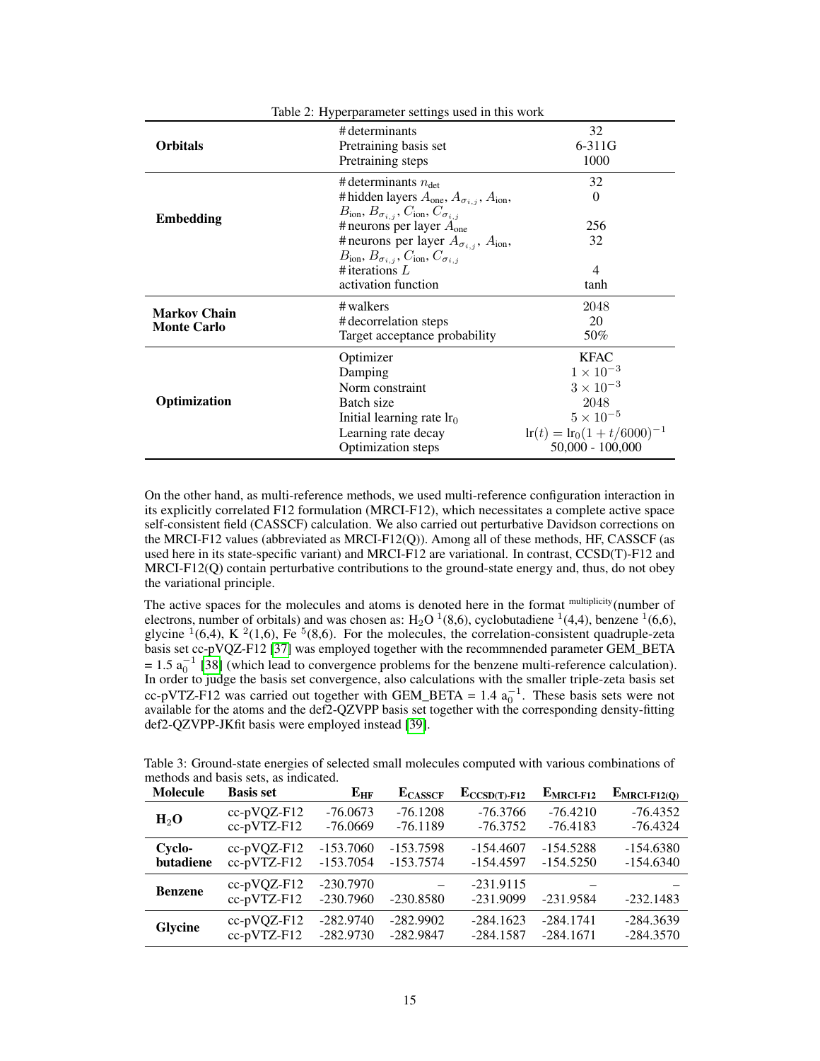Table 2: Hyperparameter settings used in this work

| | | |
|---|---|---|
| **Orbitals** | # determinants | 32 |
| | Pretraining basis set | 6-311G |
| | Pretraining steps | 1000 |
| **Embedding** | # determinants $n_{\text{det}}$ | 32 |
| | # hidden layers $A_{\text{one}}$, $A_{\sigma_{i,j}}$, $A_{\text{ion}}$, $B_{\text{ion}}$, $B_{\sigma_{i,j}}$, $C_{\text{ion}}$, $C_{\sigma_{i,j}}$ | 0 |
| | # neurons per layer $A_{\text{one}}$ | 256 |
| | # neurons per layer $A_{\sigma_{i,j}}$, $A_{\text{ion}}$, $B_{\text{ion}}$, $B_{\sigma_{i,j}}$, $C_{\text{ion}}$, $C_{\sigma_{i,j}}$ | 32 |
| | # iterations $L$ | 4 |
| | activation function | tanh |
| **Markov Chain Monte Carlo** | # walkers | 2048 |
| | # decorrelation steps | 20 |
| | Target acceptance probability | 50% |
| **Optimization** | Optimizer | KFAC |
| | Damping | $1 \times 10^{-3}$ |
| | Norm constraint | $3 \times 10^{-3}$ |
| | Batch size | 2048 |
| | Initial learning rate $\text{lr}_0$ | $5 \times 10^{-5}$ |
| | Learning rate decay | $\text{lr}(t) = \text{lr}_0(1 + t/6000)^{-1}$ |
| | Optimization steps | 50,000 - 100,000 |

On the other hand, as multi-reference methods, we used multi-reference configuration interaction in its explicitly correlated F12 formulation (MRCI-F12), which necessitates a complete active space self-consistent field (CASSCF) calculation. We also carried out perturbative Davidson corrections on the MRCI-F12 values (abbreviated as MRCI-F12(Q)). Among all of these methods, HF, CASSCF (as used here in its state-specific variant) and MRCI-F12 are variational. In contrast, CCSD(T)-F12 and MRCI-F12(Q) contain perturbative contributions to the ground-state energy and, thus, do not obey the variational principle.

The active spaces for the molecules and atoms is denoted here in the format $^{\text{multiplicity}}$(number of electrons, number of orbitals) and was chosen as: $H_2O$ $^1(8,6)$, cyclobutadiene $^1(4,4)$, benzene $^1(6,6)$, glycine $^1(6,4)$, K $^2(1,6)$, Fe $^5(8,6)$. For the molecules, the correlation-consistent quadruple-zeta basis set cc-pVQZ-F12 [37] was employed together with the recommnended parameter GEM_BETA = 1.5 $a_0^{-1}$ [38] (which lead to convergence problems for the benzene multi-reference calculation). In order to judge the basis set convergence, also calculations with the smaller triple-zeta basis set cc-pVTZ-F12 was carried out together with GEM_BETA = 1.4 $a_0^{-1}$. These basis sets were not available for the atoms and the def2-QZVPP basis set together with the corresponding density-fitting def2-QZVPP-JKfit basis were employed instead [39].

Table 3: Ground-state energies of selected small molecules computed with various combinations of methods and basis sets, as indicated.

| Molecule | Basis set | $E_{\text{HF}}$ | $E_{\text{CASSCF}}$ | $E_{\text{CCSD(T)-F12}}$ | $E_{\text{MRCI-F12}}$ | $E_{\text{MRCI-F12(Q)}}$ |
|---|---|---|---|---|---|---|
| **$H_2O$** | cc-pVQZ-F12 | -76.0673 | -76.1208 | -76.3766 | -76.4210 | -76.4352 |
| | cc-pVTZ-F12 | -76.0669 | -76.1189 | -76.3752 | -76.4183 | -76.4324 |
| **Cyclo-butadiene** | cc-pVQZ-F12 | -153.7060 | -153.7598 | -154.4607 | -154.5288 | -154.6380 |
| | cc-pVTZ-F12 | -153.7054 | -153.7574 | -154.4597 | -154.5250 | -154.6340 |
| **Benzene** | cc-pVQZ-F12 | -230.7970 | – | -231.9115 | – | – |
| | cc-pVTZ-F12 | -230.7960 | -230.8580 | -231.9099 | -231.9584 | -232.1483 |
| **Glycine** | cc-pVQZ-F12 | -282.9740 | -282.9902 | -284.1623 | -284.1741 | -284.3639 |
| | cc-pVTZ-F12 | -282.9730 | -282.9847 | -284.1587 | -284.1671 | -284.3570 |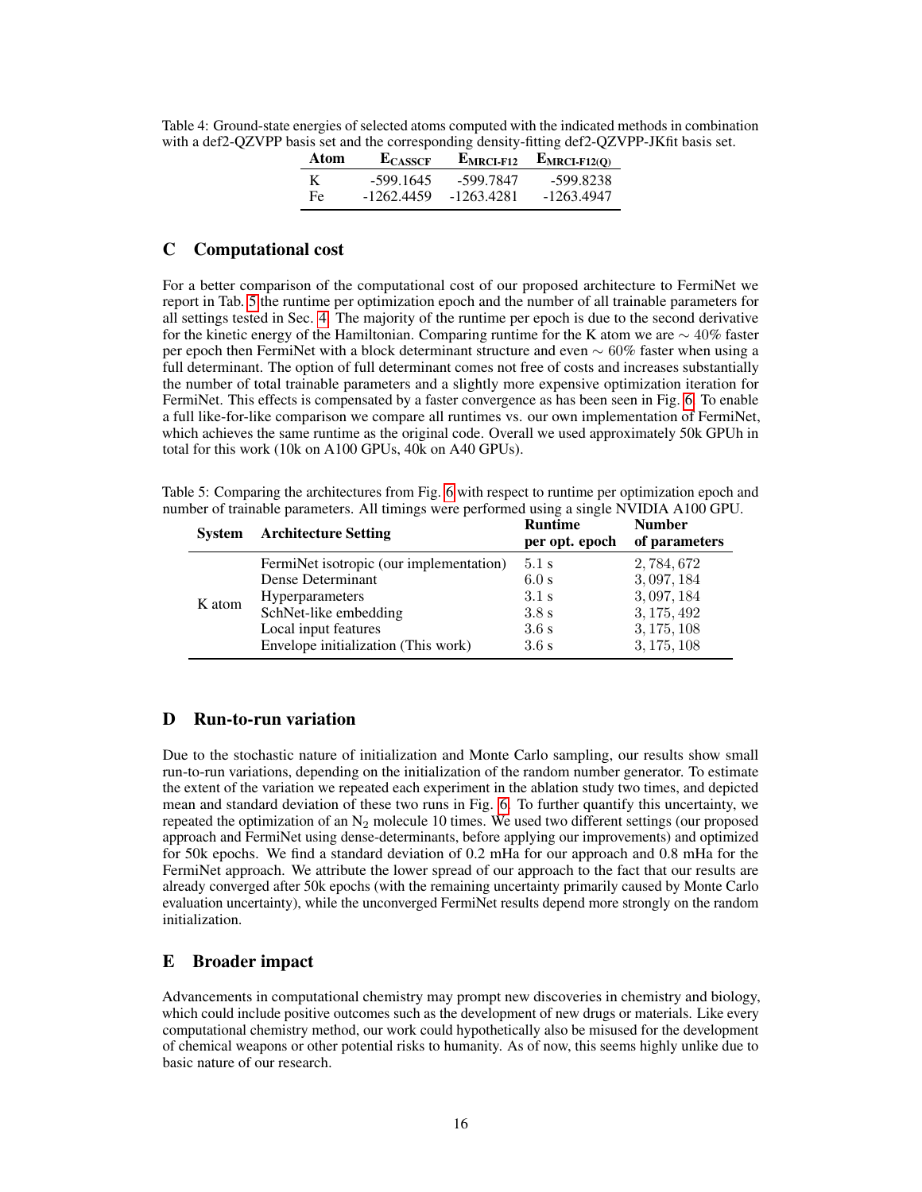Table 4: Ground-state energies of selected atoms computed with the indicated methods in combination with a def2-QZVPP basis set and the corresponding density-fitting def2-QZVPP-JKfit basis set.

| Atom | $E_{CASSCF}$ | $E_{MRCI-F12}$ | $E_{MRCI-F12(Q)}$ |
|---|---|---|---|
| K | -599.1645 | -599.7847 | -599.8238 |
| Fe | -1262.4459 | -1263.4281 | -1263.4947 |

## C Computational cost

For a better comparison of the computational cost of our proposed architecture to FermiNet we report in Tab. 5 the runtime per optimization epoch and the number of all trainable parameters for all settings tested in Sec. 4. The majority of the runtime per epoch is due to the second derivative for the kinetic energy of the Hamiltonian. Comparing runtime for the K atom we are $\sim 40\%$ faster per epoch then FermiNet with a block determinant structure and even $\sim 60\%$ faster when using a full determinant. The option of full determinant comes not free of costs and increases substantially the number of total trainable parameters and a slightly more expensive optimization iteration for FermiNet. This effects is compensated by a faster convergence as has been seen in Fig. 6. To enable a full like-for-like comparison we compare all runtimes vs. our own implementation of FermiNet, which achieves the same runtime as the original code. Overall we used approximately 50k GPUh in total for this work (10k on A100 GPUs, 40k on A40 GPUs).

Table 5: Comparing the architectures from Fig. 6 with respect to runtime per optimization epoch and number of trainable parameters. All timings were performed using a single NVIDIA A100 GPU.

| System | Architecture Setting | Runtime per opt. epoch | Number of parameters |
|---|---|---|---|
| K atom | FermiNet isotropic (our implementation) | 5.1 s | 2,784,672 |
| | Dense Determinant | 6.0 s | 3,097,184 |
| | Hyperparameters | 3.1 s | 3,097,184 |
| | SchNet-like embedding | 3.8 s | 3,175,492 |
| | Local input features | 3.6 s | 3,175,108 |
| | Envelope initialization (This work) | 3.6 s | 3,175,108 |

## D Run-to-run variation

Due to the stochastic nature of initialization and Monte Carlo sampling, our results show small run-to-run variations, depending on the initialization of the random number generator. To estimate the extent of the variation we repeated each experiment in the ablation study two times, and depicted mean and standard deviation of these two runs in Fig. 6. To further quantify this uncertainty, we repeated the optimization of an $N_2$ molecule 10 times. We used two different settings (our proposed approach and FermiNet using dense-determinants, before applying our improvements) and optimized for 50k epochs. We find a standard deviation of 0.2 mHa for our approach and 0.8 mHa for the FermiNet approach. We attribute the lower spread of our approach to the fact that our results are already converged after 50k epochs (with the remaining uncertainty primarily caused by Monte Carlo evaluation uncertainty), while the unconverged FermiNet results depend more strongly on the random initialization.

## E Broader impact

Advancements in computational chemistry may prompt new discoveries in chemistry and biology, which could include positive outcomes such as the development of new drugs or materials. Like every computational chemistry method, our work could hypothetically also be misused for the development of chemical weapons or other potential risks to humanity. As of now, this seems highly unlike due to basic nature of our research.